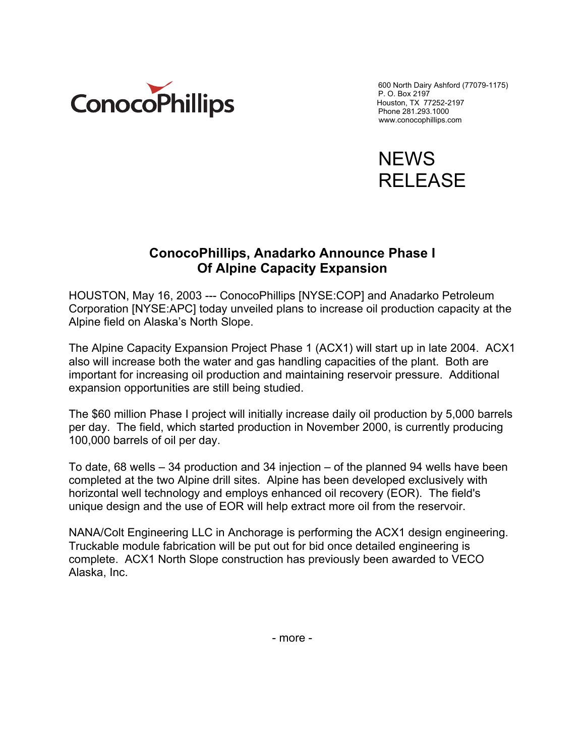ConocoPhillips

600 North Dairy Ashford (77079-1175)
P. O. Box 2197
Houston, TX 77252-2197
Phone 281.293.1000
www.conocophillips.com

NEWS RELEASE

## ConocoPhillips, Anadarko Announce Phase I Of Alpine Capacity Expansion

HOUSTON, May 16, 2003 --- ConocoPhillips [NYSE:COP] and Anadarko Petroleum Corporation [NYSE:APC] today unveiled plans to increase oil production capacity at the Alpine field on Alaska's North Slope.

The Alpine Capacity Expansion Project Phase 1 (ACX1) will start up in late 2004. ACX1 also will increase both the water and gas handling capacities of the plant. Both are important for increasing oil production and maintaining reservoir pressure. Additional expansion opportunities are still being studied.

The $60 million Phase I project will initially increase daily oil production by 5,000 barrels per day. The field, which started production in November 2000, is currently producing 100,000 barrels of oil per day.

To date, 68 wells – 34 production and 34 injection – of the planned 94 wells have been completed at the two Alpine drill sites. Alpine has been developed exclusively with horizontal well technology and employs enhanced oil recovery (EOR). The field's unique design and the use of EOR will help extract more oil from the reservoir.

NANA/Colt Engineering LLC in Anchorage is performing the ACX1 design engineering. Truckable module fabrication will be put out for bid once detailed engineering is complete. ACX1 North Slope construction has previously been awarded to VECO Alaska, Inc.

\- more -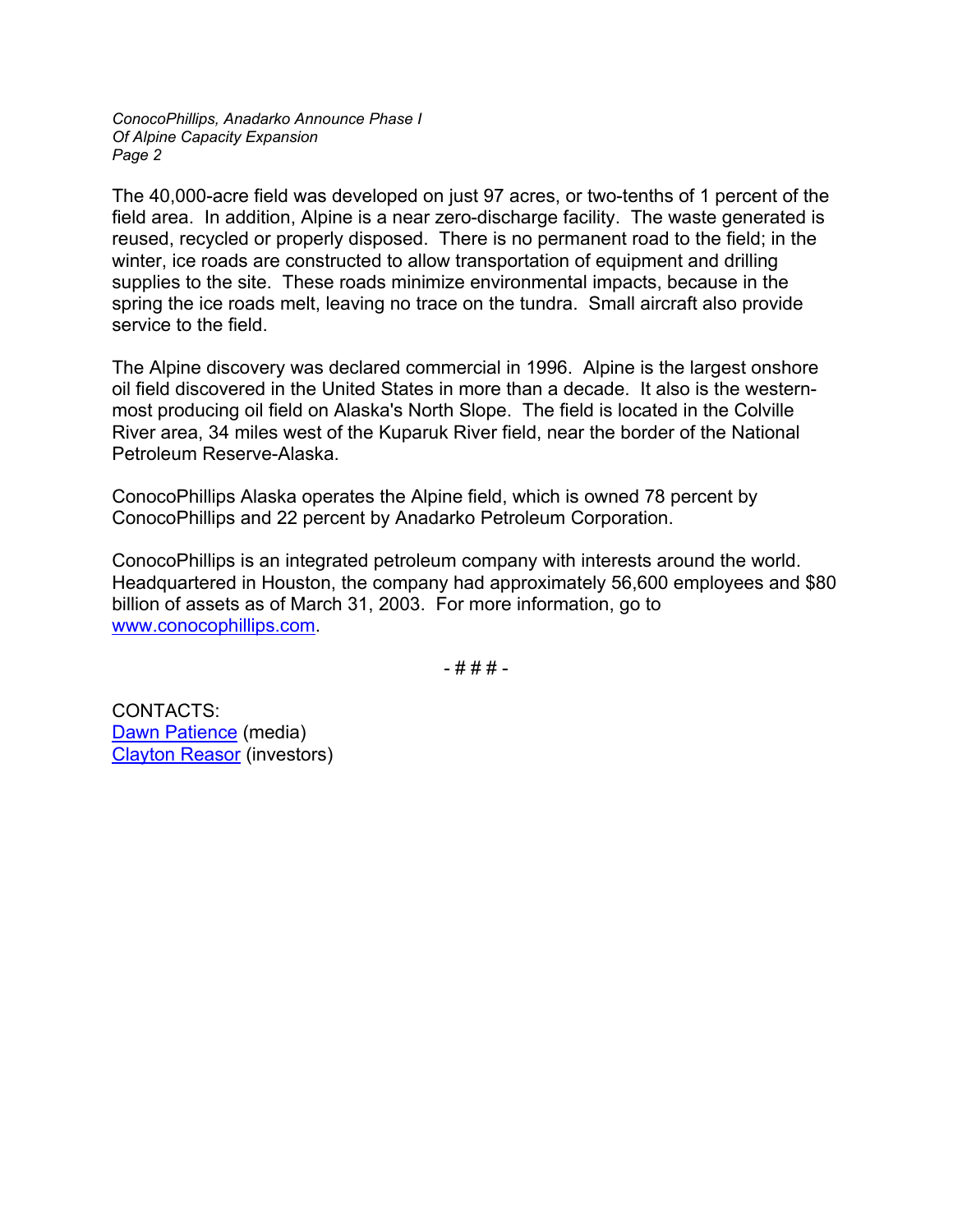The 40,000-acre field was developed on just 97 acres, or two-tenths of 1 percent of the field area. In addition, Alpine is a near zero-discharge facility. The waste generated is reused, recycled or properly disposed. There is no permanent road to the field; in the winter, ice roads are constructed to allow transportation of equipment and drilling supplies to the site. These roads minimize environmental impacts, because in the spring the ice roads melt, leaving no trace on the tundra. Small aircraft also provide service to the field.

The Alpine discovery was declared commercial in 1996. Alpine is the largest onshore oil field discovered in the United States in more than a decade. It also is the western-most producing oil field on Alaska's North Slope. The field is located in the Colville River area, 34 miles west of the Kuparuk River field, near the border of the National Petroleum Reserve-Alaska.

ConocoPhillips Alaska operates the Alpine field, which is owned 78 percent by ConocoPhillips and 22 percent by Anadarko Petroleum Corporation.

ConocoPhillips is an integrated petroleum company with interests around the world. Headquartered in Houston, the company had approximately 56,600 employees and $80 billion of assets as of March 31, 2003. For more information, go to www.conocophillips.com.

\- # # # -

CONTACTS:
Dawn Patience (media)
Clayton Reasor (investors)